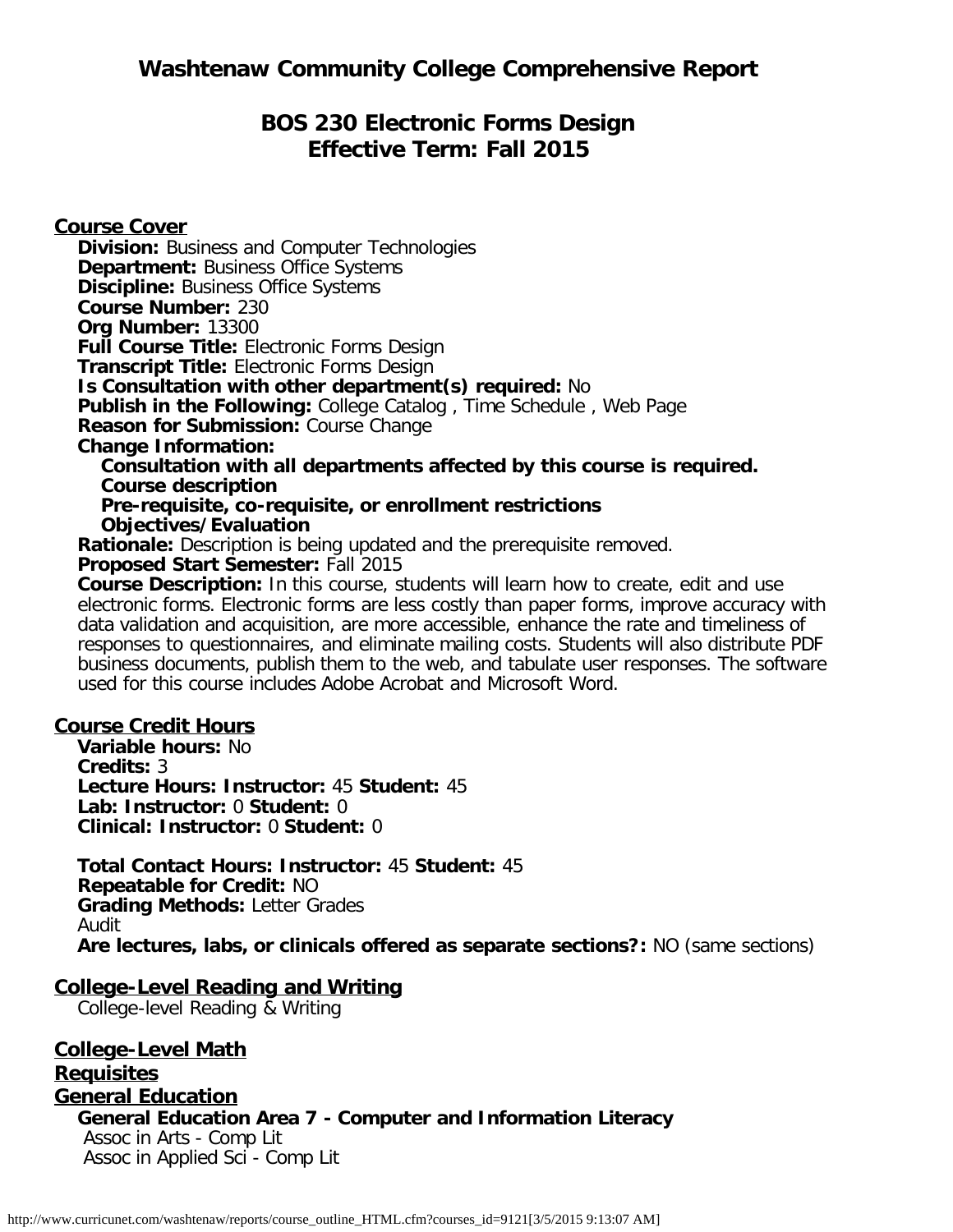# Washtenaw Community College Comprehensive Report

## BOS 230 Electronic Forms Design
## Effective Term: Fall 2015

### Course Cover

**Division:** Business and Computer Technologies
**Department:** Business Office Systems
**Discipline:** Business Office Systems
**Course Number:** 230
**Org Number:** 13300
**Full Course Title:** Electronic Forms Design
**Transcript Title:** Electronic Forms Design
**Is Consultation with other department(s) required:** No
**Publish in the Following:** College Catalog , Time Schedule , Web Page
**Reason for Submission:** Course Change
**Change Information:**

- **Consultation with all departments affected by this course is required.**
- **Course description**
- **Pre-requisite, co-requisite, or enrollment restrictions**
- **Objectives/Evaluation**

**Rationale:** Description is being updated and the prerequisite removed.
**Proposed Start Semester:** Fall 2015
**Course Description:** In this course, students will learn how to create, edit and use electronic forms. Electronic forms are less costly than paper forms, improve accuracy with data validation and acquisition, are more accessible, enhance the rate and timeliness of responses to questionnaires, and eliminate mailing costs. Students will also distribute PDF business documents, publish them to the web, and tabulate user responses. The software used for this course includes Adobe Acrobat and Microsoft Word.

### Course Credit Hours

**Variable hours:** No
**Credits:** 3
**Lecture Hours: Instructor:** 45 **Student:** 45
**Lab: Instructor:** 0 **Student:** 0
**Clinical: Instructor:** 0 **Student:** 0

**Total Contact Hours: Instructor:** 45 **Student:** 45
**Repeatable for Credit:** NO
**Grading Methods:** Letter Grades
Audit
**Are lectures, labs, or clinicals offered as separate sections?:** NO (same sections)

### College-Level Reading and Writing

College-level Reading & Writing

### College-Level Math

### Requisites

### General Education

**General Education Area 7 - Computer and Information Literacy**
Assoc in Arts - Comp Lit
Assoc in Applied Sci - Comp Lit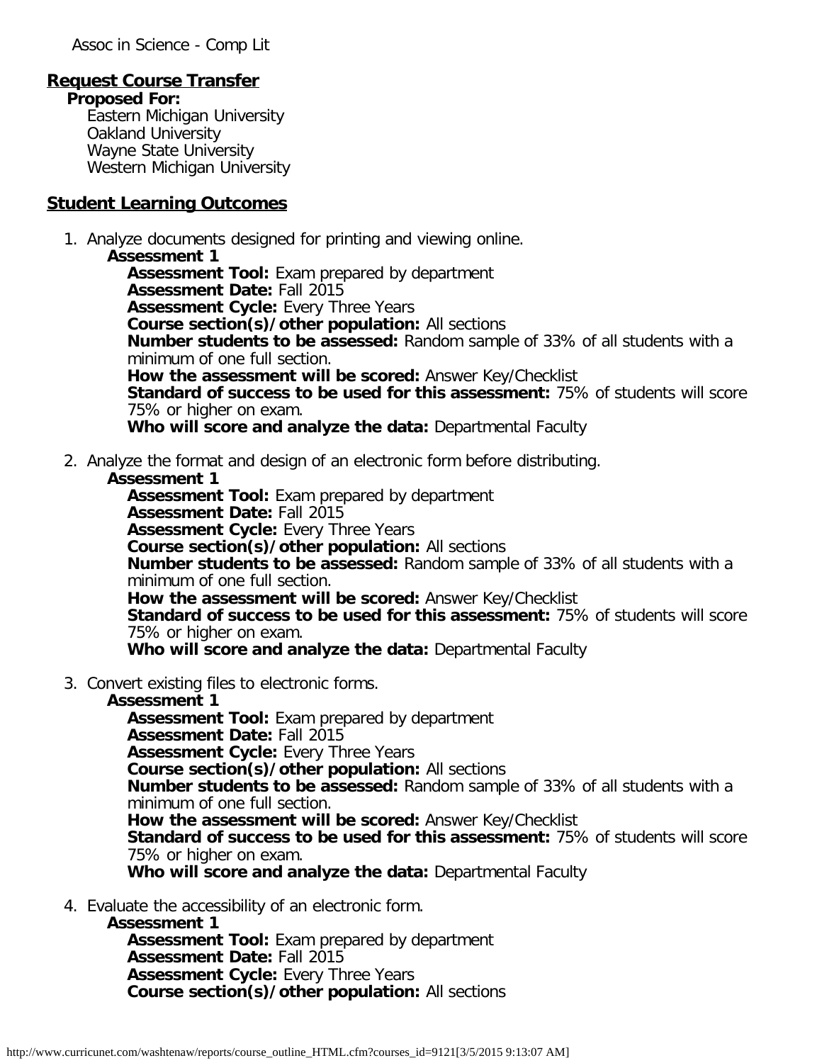Assoc in Science - Comp Lit

**Request Course Transfer**

**Proposed For:**

Eastern Michigan University
Oakland University
Wayne State University
Western Michigan University

**Student Learning Outcomes**

1. Analyze documents designed for printing and viewing online.
   - **Assessment 1**
     - **Assessment Tool:** Exam prepared by department
     - **Assessment Date:** Fall 2015
     - **Assessment Cycle:** Every Three Years
     - **Course section(s)/other population:** All sections
     - **Number students to be assessed:** Random sample of 33% of all students with a minimum of one full section.
     - **How the assessment will be scored:** Answer Key/Checklist
     - **Standard of success to be used for this assessment:** 75% of students will score 75% or higher on exam.
     - **Who will score and analyze the data:** Departmental Faculty
2. Analyze the format and design of an electronic form before distributing.
   - **Assessment 1**
     - **Assessment Tool:** Exam prepared by department
     - **Assessment Date:** Fall 2015
     - **Assessment Cycle:** Every Three Years
     - **Course section(s)/other population:** All sections
     - **Number students to be assessed:** Random sample of 33% of all students with a minimum of one full section.
     - **How the assessment will be scored:** Answer Key/Checklist
     - **Standard of success to be used for this assessment:** 75% of students will score 75% or higher on exam.
     - **Who will score and analyze the data:** Departmental Faculty
3. Convert existing files to electronic forms.
   - **Assessment 1**
     - **Assessment Tool:** Exam prepared by department
     - **Assessment Date:** Fall 2015
     - **Assessment Cycle:** Every Three Years
     - **Course section(s)/other population:** All sections
     - **Number students to be assessed:** Random sample of 33% of all students with a minimum of one full section.
     - **How the assessment will be scored:** Answer Key/Checklist
     - **Standard of success to be used for this assessment:** 75% of students will score 75% or higher on exam.
     - **Who will score and analyze the data:** Departmental Faculty
4. Evaluate the accessibility of an electronic form.
   - **Assessment 1**
     - **Assessment Tool:** Exam prepared by department
     - **Assessment Date:** Fall 2015
     - **Assessment Cycle:** Every Three Years
     - **Course section(s)/other population:** All sections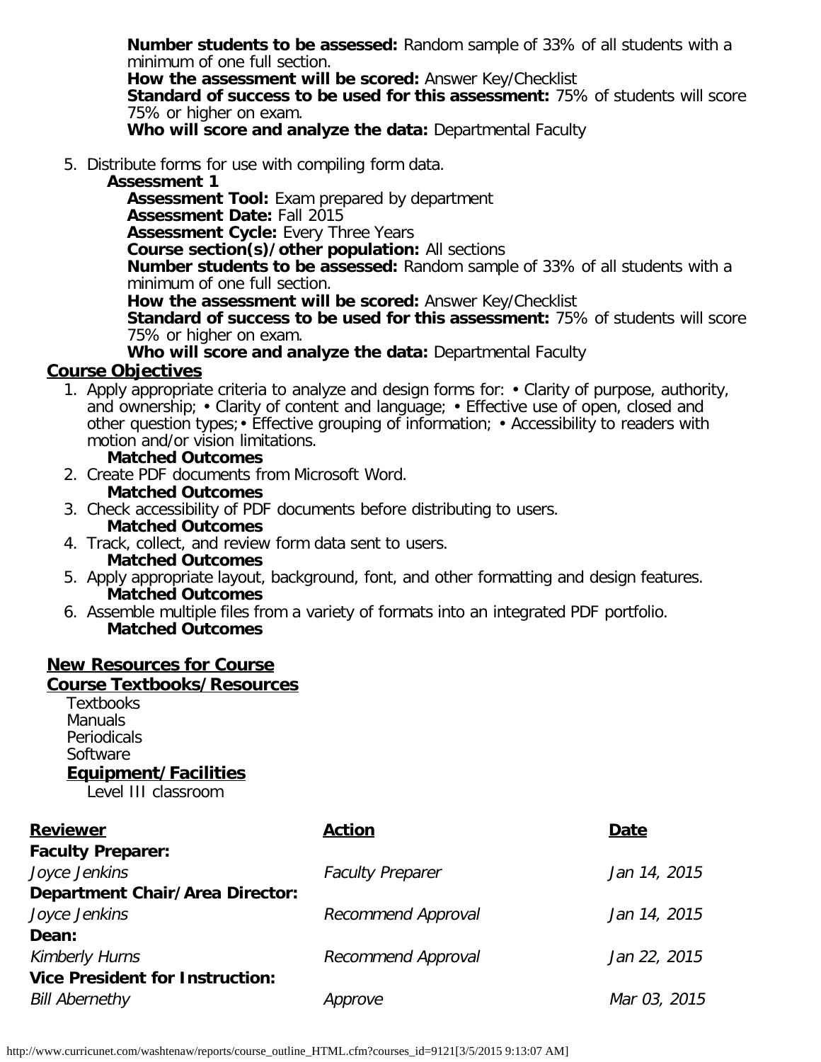**Number students to be assessed:** Random sample of 33% of all students with a minimum of one full section.
**How the assessment will be scored:** Answer Key/Checklist
**Standard of success to be used for this assessment:** 75% of students will score 75% or higher on exam.
**Who will score and analyze the data:** Departmental Faculty

5. Distribute forms for use with compiling form data.

   **Assessment 1**

   **Assessment Tool:** Exam prepared by department
   **Assessment Date:** Fall 2015
   **Assessment Cycle:** Every Three Years
   **Course section(s)/other population:** All sections
   **Number students to be assessed:** Random sample of 33% of all students with a minimum of one full section.
   **How the assessment will be scored:** Answer Key/Checklist
   **Standard of success to be used for this assessment:** 75% of students will score 75% or higher on exam.
   **Who will score and analyze the data:** Departmental Faculty

## Course Objectives

1. Apply appropriate criteria to analyze and design forms for: • Clarity of purpose, authority, and ownership; • Clarity of content and language; • Effective use of open, closed and other question types;• Effective grouping of information; • Accessibility to readers with motion and/or vision limitations.
   **Matched Outcomes**
2. Create PDF documents from Microsoft Word.
   **Matched Outcomes**
3. Check accessibility of PDF documents before distributing to users.
   **Matched Outcomes**
4. Track, collect, and review form data sent to users.
   **Matched Outcomes**
5. Apply appropriate layout, background, font, and other formatting and design features.
   **Matched Outcomes**
6. Assemble multiple files from a variety of formats into an integrated PDF portfolio.
   **Matched Outcomes**

## New Resources for Course

## Course Textbooks/Resources

Textbooks
Manuals
Periodicals
Software

### Equipment/Facilities

Level III classroom

| Reviewer | Action | Date |
|---|---|---|
| **Faculty Preparer:** | | |
| *Joyce Jenkins* | *Faculty Preparer* | *Jan 14, 2015* |
| **Department Chair/Area Director:** | | |
| *Joyce Jenkins* | *Recommend Approval* | *Jan 14, 2015* |
| **Dean:** | | |
| *Kimberly Hurns* | *Recommend Approval* | *Jan 22, 2015* |
| **Vice President for Instruction:** | | |
| *Bill Abernethy* | *Approve* | *Mar 03, 2015* |